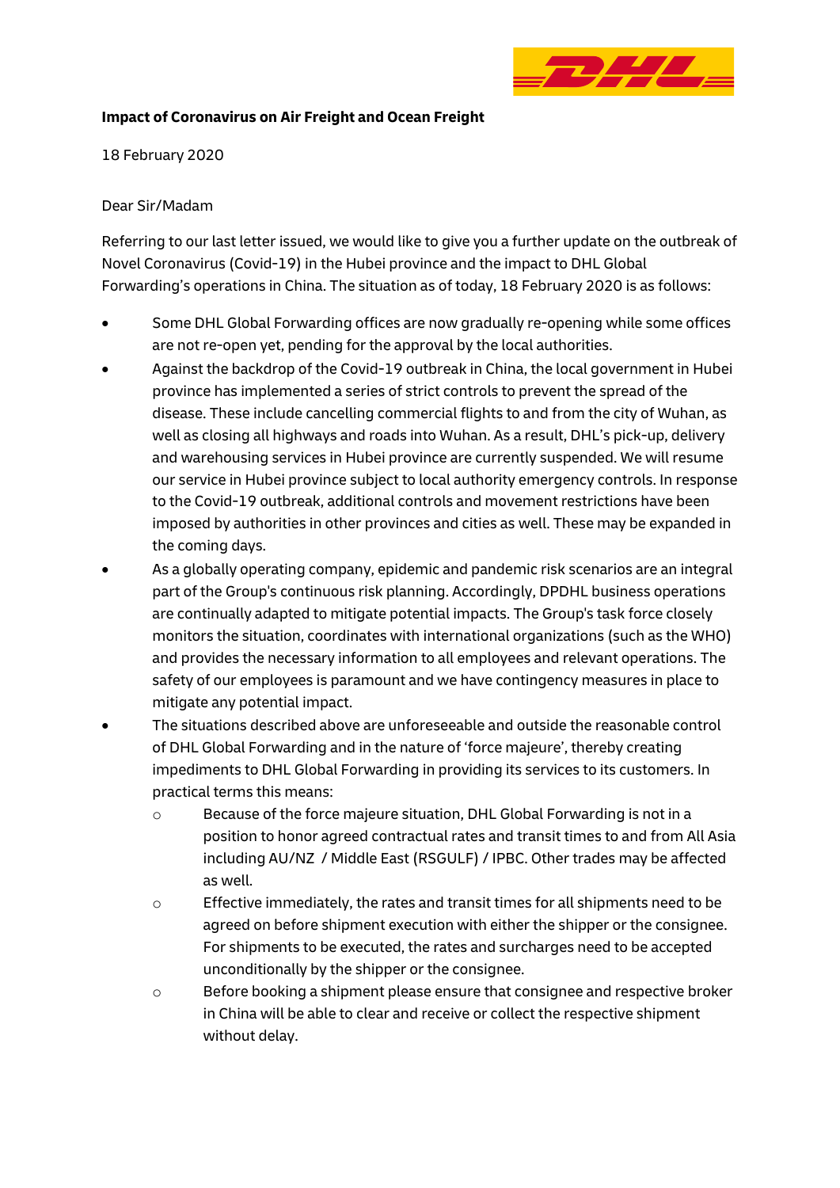**Impact of Coronavirus on Air Freight and Ocean Freight**

18 February 2020

Dear Sir/Madam

Referring to our last letter issued, we would like to give you a further update on the outbreak of Novel Coronavirus (Covid-19) in the Hubei province and the impact to DHL Global Forwarding's operations in China. The situation as of today, 18 February 2020 is as follows:

- Some DHL Global Forwarding offices are now gradually re-opening while some offices are not re-open yet, pending for the approval by the local authorities.
- Against the backdrop of the Covid-19 outbreak in China, the local government in Hubei province has implemented a series of strict controls to prevent the spread of the disease. These include cancelling commercial flights to and from the city of Wuhan, as well as closing all highways and roads into Wuhan. As a result, DHL's pick-up, delivery and warehousing services in Hubei province are currently suspended. We will resume our service in Hubei province subject to local authority emergency controls. In response to the Covid-19 outbreak, additional controls and movement restrictions have been imposed by authorities in other provinces and cities as well. These may be expanded in the coming days.
- As a globally operating company, epidemic and pandemic risk scenarios are an integral part of the Group's continuous risk planning. Accordingly, DPDHL business operations are continually adapted to mitigate potential impacts. The Group's task force closely monitors the situation, coordinates with international organizations (such as the WHO) and provides the necessary information to all employees and relevant operations. The safety of our employees is paramount and we have contingency measures in place to mitigate any potential impact.
- The situations described above are unforeseeable and outside the reasonable control of DHL Global Forwarding and in the nature of 'force majeure', thereby creating impediments to DHL Global Forwarding in providing its services to its customers. In practical terms this means:
    - Because of the force majeure situation, DHL Global Forwarding is not in a position to honor agreed contractual rates and transit times to and from All Asia including AU/NZ / Middle East (RSGULF) / IPBC. Other trades may be affected as well.
    - Effective immediately, the rates and transit times for all shipments need to be agreed on before shipment execution with either the shipper or the consignee. For shipments to be executed, the rates and surcharges need to be accepted unconditionally by the shipper or the consignee.
    - Before booking a shipment please ensure that consignee and respective broker in China will be able to clear and receive or collect the respective shipment without delay.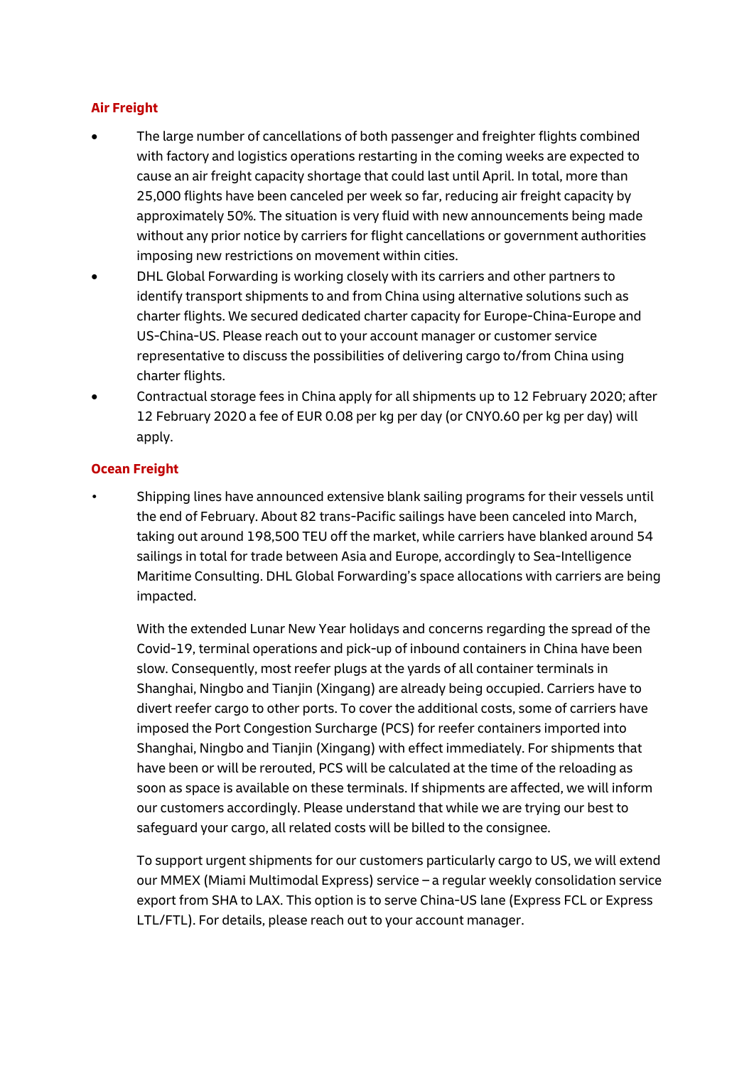## Air Freight

- The large number of cancellations of both passenger and freighter flights combined with factory and logistics operations restarting in the coming weeks are expected to cause an air freight capacity shortage that could last until April. In total, more than 25,000 flights have been canceled per week so far, reducing air freight capacity by approximately 50%. The situation is very fluid with new announcements being made without any prior notice by carriers for flight cancellations or government authorities imposing new restrictions on movement within cities.
- DHL Global Forwarding is working closely with its carriers and other partners to identify transport shipments to and from China using alternative solutions such as charter flights. We secured dedicated charter capacity for Europe-China-Europe and US-China-US. Please reach out to your account manager or customer service representative to discuss the possibilities of delivering cargo to/from China using charter flights.
- Contractual storage fees in China apply for all shipments up to 12 February 2020; after 12 February 2020 a fee of EUR 0.08 per kg per day (or CNY0.60 per kg per day) will apply.

## Ocean Freight

- Shipping lines have announced extensive blank sailing programs for their vessels until the end of February. About 82 trans-Pacific sailings have been canceled into March, taking out around 198,500 TEU off the market, while carriers have blanked around 54 sailings in total for trade between Asia and Europe, accordingly to Sea-Intelligence Maritime Consulting. DHL Global Forwarding's space allocations with carriers are being impacted.

  With the extended Lunar New Year holidays and concerns regarding the spread of the Covid-19, terminal operations and pick-up of inbound containers in China have been slow. Consequently, most reefer plugs at the yards of all container terminals in Shanghai, Ningbo and Tianjin (Xingang) are already being occupied. Carriers have to divert reefer cargo to other ports. To cover the additional costs, some of carriers have imposed the Port Congestion Surcharge (PCS) for reefer containers imported into Shanghai, Ningbo and Tianjin (Xingang) with effect immediately. For shipments that have been or will be rerouted, PCS will be calculated at the time of the reloading as soon as space is available on these terminals. If shipments are affected, we will inform our customers accordingly. Please understand that while we are trying our best to safeguard your cargo, all related costs will be billed to the consignee.

  To support urgent shipments for our customers particularly cargo to US, we will extend our MMEX (Miami Multimodal Express) service – a regular weekly consolidation service export from SHA to LAX. This option is to serve China-US lane (Express FCL or Express LTL/FTL). For details, please reach out to your account manager.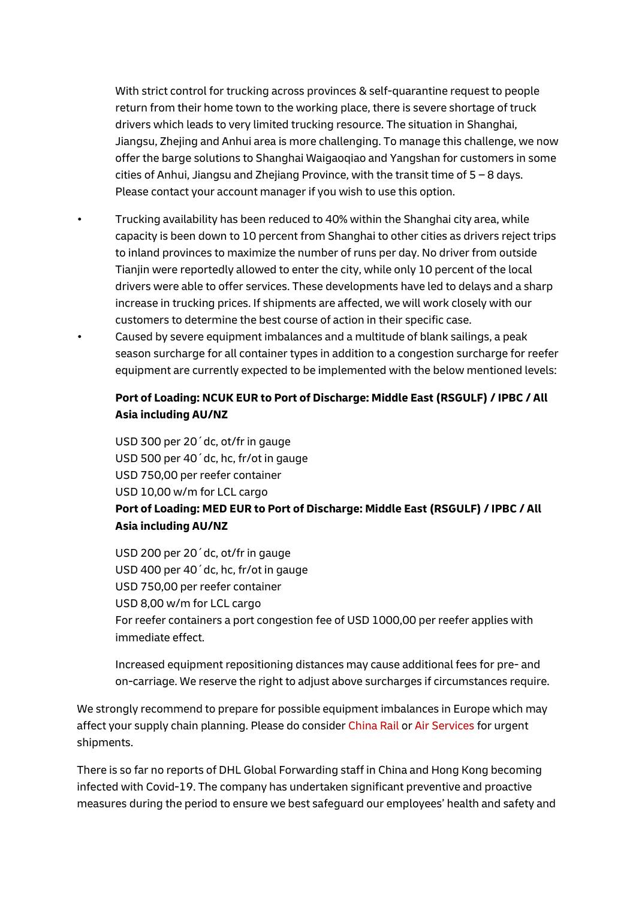With strict control for trucking across provinces & self-quarantine request to people return from their home town to the working place, there is severe shortage of truck drivers which leads to very limited trucking resource. The situation in Shanghai, Jiangsu, Zhejing and Anhui area is more challenging. To manage this challenge, we now offer the barge solutions to Shanghai Waigaoqiao and Yangshan for customers in some cities of Anhui, Jiangsu and Zhejiang Province, with the transit time of 5 – 8 days. Please contact your account manager if you wish to use this option.

- Trucking availability has been reduced to 40% within the Shanghai city area, while capacity is been down to 10 percent from Shanghai to other cities as drivers reject trips to inland provinces to maximize the number of runs per day. No driver from outside Tianjin were reportedly allowed to enter the city, while only 10 percent of the local drivers were able to offer services. These developments have led to delays and a sharp increase in trucking prices. If shipments are affected, we will work closely with our customers to determine the best course of action in their specific case.
- Caused by severe equipment imbalances and a multitude of blank sailings, a peak season surcharge for all container types in addition to a congestion surcharge for reefer equipment are currently expected to be implemented with the below mentioned levels:

**Port of Loading: NCUK EUR to Port of Discharge: Middle East (RSGULF) / IPBC / All Asia including AU/NZ**

USD 300 per 20´dc, ot/fr in gauge
USD 500 per 40´dc, hc, fr/ot in gauge
USD 750,00 per reefer container
USD 10,00 w/m for LCL cargo

**Port of Loading: MED EUR to Port of Discharge: Middle East (RSGULF) / IPBC / All Asia including AU/NZ**

USD 200 per 20´dc, ot/fr in gauge
USD 400 per 40´dc, hc, fr/ot in gauge
USD 750,00 per reefer container
USD 8,00 w/m for LCL cargo
For reefer containers a port congestion fee of USD 1000,00 per reefer applies with immediate effect.

Increased equipment repositioning distances may cause additional fees for pre- and on-carriage. We reserve the right to adjust above surcharges if circumstances require.

We strongly recommend to prepare for possible equipment imbalances in Europe which may affect your supply chain planning. Please do consider China Rail or Air Services for urgent shipments.

There is so far no reports of DHL Global Forwarding staff in China and Hong Kong becoming infected with Covid-19. The company has undertaken significant preventive and proactive measures during the period to ensure we best safeguard our employees' health and safety and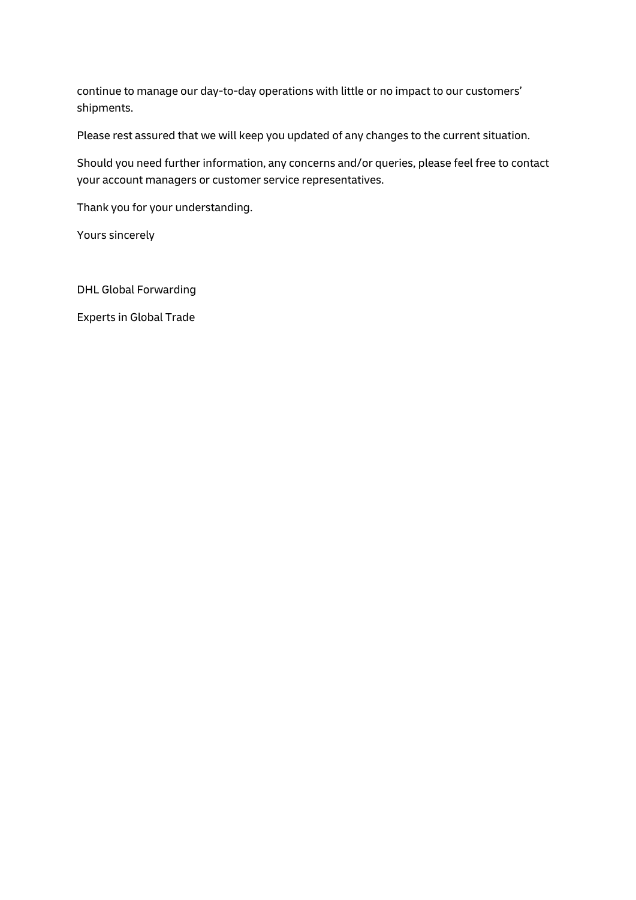continue to manage our day-to-day operations with little or no impact to our customers' shipments.

Please rest assured that we will keep you updated of any changes to the current situation.

Should you need further information, any concerns and/or queries, please feel free to contact your account managers or customer service representatives.

Thank you for your understanding.

Yours sincerely

DHL Global Forwarding

Experts in Global Trade